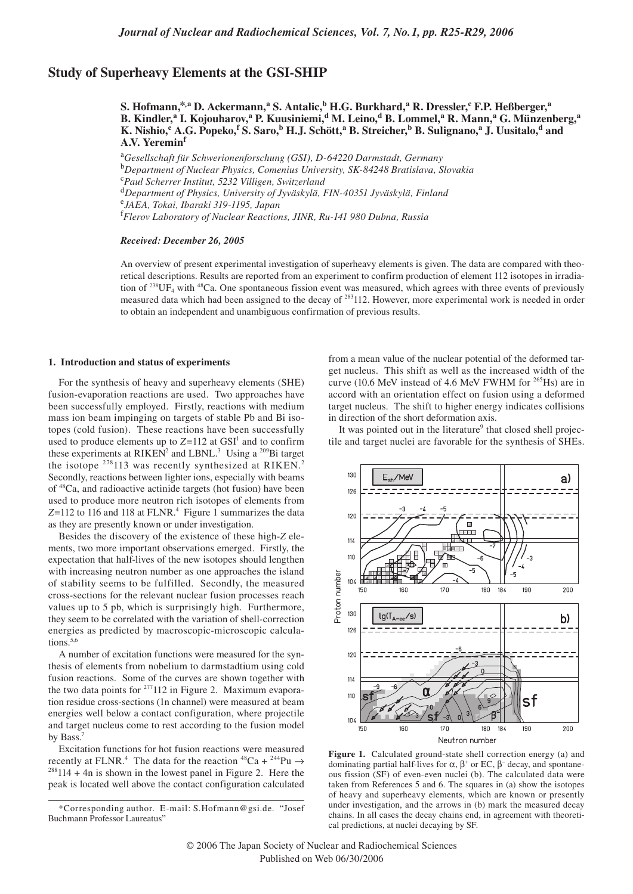# Study of Superheavy Elements at the GSI-SHIP

**S. Hofmann,[*,a] D. Ackermann,[a] S. Antalic,[b] H.G. Burkhard,[a] R. Dressler,[c] F.P. Heßberger,[a] B. Kindler,[a] I. Kojouharov,[a] P. Kuusiniemi,[d] M. Leino,[d] B. Lommel,[a] R. Mann,[a] G. Münzenberg,[a] K. Nishio,[e] A.G. Popeko,[f] S. Saro,[b] H.J. Schött,[a] B. Streicher,[b] B. Sulignano,[a] J. Uusitalo,[d] and A.V. Yeremin[f]**

[a] *Gesellschaft für Schwerionenforschung (GSI), D-64220 Darmstadt, Germany*
[b] *Department of Nuclear Physics, Comenius University, SK-84248 Bratislava, Slovakia*
[c] *Paul Scherrer Institut, 5232 Villigen, Switzerland*
[d] *Department of Physics, University of Jyväskylä, FIN-40351 Jyväskylä, Finland*
[e] *JAEA, Tokai, Ibaraki 319-1195, Japan*
[f] *Flerov Laboratory of Nuclear Reactions, JINR, Ru-141 980 Dubna, Russia*

***Received: December 26, 2005***

An overview of present experimental investigation of superheavy elements is given. The data are compared with theoretical descriptions. Results are reported from an experiment to confirm production of element 112 isotopes in irradiation of $^{238}UF_4$ with $^{48}Ca$. One spontaneous fission event was measured, which agrees with three events of previously measured data which had been assigned to the decay of $^{283}112$. However, more experimental work is needed in order to obtain an independent and unambiguous confirmation of previous results.

## 1. Introduction and status of experiments

For the synthesis of heavy and superheavy elements (SHE) fusion-evaporation reactions are used. Two approaches have been successfully employed. Firstly, reactions with medium mass ion beam impinging on targets of stable Pb and Bi isotopes (cold fusion). These reactions have been successfully used to produce elements up to $Z$=112 at GSI[1] and to confirm these experiments at RIKEN[2] and LBNL.[3] Using a $^{209}$Bi target the isotope $^{278}113$ was recently synthesized at RIKEN.[2] Secondly, reactions between lighter ions, especially with beams of $^{48}$Ca, and radioactive actinide targets (hot fusion) have been used to produce more neutron rich isotopes of elements from $Z$=112 to 116 and 118 at FLNR.[4] Figure 1 summarizes the data as they are presently known or under investigation.

Besides the discovery of the existence of these high-$Z$ elements, two more important observations emerged. Firstly, the expectation that half-lives of the new isotopes should lengthen with increasing neutron number as one approaches the island of stability seems to be fulfilled. Secondly, the measured cross-sections for the relevant nuclear fusion processes reach values up to 5 pb, which is surprisingly high. Furthermore, they seem to be correlated with the variation of shell-correction energies as predicted by macroscopic-microscopic calculations.[5,6]

A number of excitation functions were measured for the synthesis of elements from nobelium to darmstadtium using cold fusion reactions. Some of the curves are shown together with the two data points for $^{277}112$ in Figure 2. Maximum evaporation residue cross-sections (1n channel) were measured at beam energies well below a contact configuration, where projectile and target nucleus come to rest according to the fusion model by Bass.[7]

Excitation functions for hot fusion reactions were measured recently at FLNR.[4] The data for the reaction $^{48}Ca + ^{244}Pu \rightarrow ^{288}114 + 4n$ is shown in the lowest panel in Figure 2. Here the peak is located well above the contact configuration calculated from a mean value of the nuclear potential of the deformed target nucleus. This shift as well as the increased width of the curve (10.6 MeV instead of 4.6 MeV FWHM for $^{265}$Hs) are in accord with an orientation effect on fusion using a deformed target nucleus. The shift to higher energy indicates collisions in direction of the short deformation axis.

It was pointed out in the literature[9] that closed shell projectile and target nuclei are favorable for the synthesis of SHEs.

**Figure 1.** Calculated ground-state shell correction energy (a) and dominating partial half-lives for α, β⁺ or EC, β⁻ decay, and spontaneous fission (SF) of even-even nuclei (b). The calculated data were taken from References 5 and 6. The squares in (a) show the isotopes of heavy and superheavy elements, which are known or presently under investigation, and the arrows in (b) mark the measured decay chains. In all cases the decay chains end, in agreement with theoretical predictions, at nuclei decaying by SF.

---

*Corresponding author. E-mail: S.Hofmann@gsi.de. "Josef Buchmann Professor Laureatus"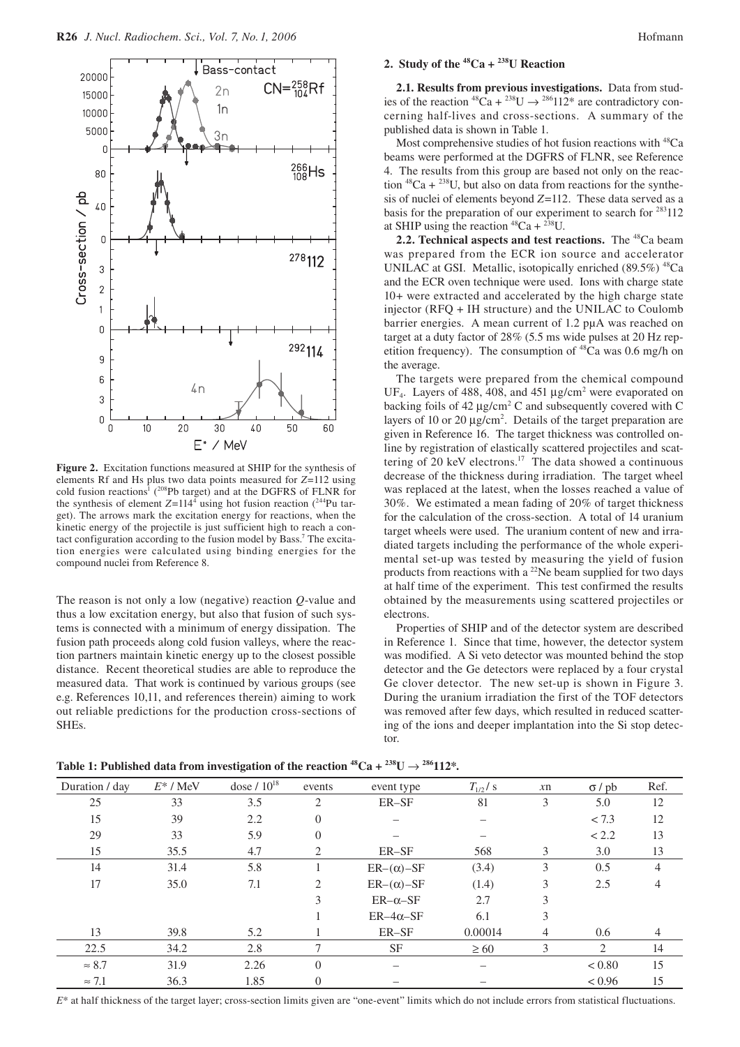Figure 2. Excitation functions measured at SHIP for the synthesis of elements Rf and Hs plus two data points measured for $Z$=112 using cold fusion reactions[1] ($^{208}Pb$ target) and at the DGFRS of FLNR for the synthesis of element $Z$=114[4] using hot fusion reaction ($^{244}Pu$ target). The arrows mark the excitation energy for reactions, when the kinetic energy of the projectile is just sufficient high to reach a contact configuration according to the fusion model by Bass.[7] The excitation energies were calculated using binding energies for the compound nuclei from Reference 8.

The reason is not only a low (negative) reaction $Q$-value and thus a low excitation energy, but also that fusion of such systems is connected with a minimum of energy dissipation. The fusion path proceeds along cold fusion valleys, where the reaction partners maintain kinetic energy up to the closest possible distance. Recent theoretical studies are able to reproduce the measured data. That work is continued by various groups (see e.g. References 10,11, and references therein) aiming to work out reliable predictions for the production cross-sections of SHEs.

## 2. Study of the $^{48}Ca$ + $^{238}U$ Reaction

**2.1. Results from previous investigations.** Data from studies of the reaction $^{48}Ca + {}^{238}U \rightarrow {}^{286}112^*$ are contradictory concerning half-lives and cross-sections. A summary of the published data is shown in Table 1.

Most comprehensive studies of hot fusion reactions with $^{48}Ca$ beams were performed at the DGFRS of FLNR, see Reference 4. The results from this group are based not only on the reaction $^{48}Ca$ + $^{238}U$, but also on data from reactions for the synthesis of nuclei of elements beyond $Z$=112. These data served as a basis for the preparation of our experiment to search for $^{283}112$ at SHIP using the reaction $^{48}Ca$ + $^{238}U$.

**2.2. Technical aspects and test reactions.** The $^{48}Ca$ beam was prepared from the ECR ion source and accelerator UNILAC at GSI. Metallic, isotopically enriched (89.5%) $^{48}Ca$ and the ECR oven technique were used. Ions with charge state 10+ were extracted and accelerated by the high charge state injector (RFQ + IH structure) and the UNILAC to Coulomb barrier energies. A mean current of 1.2 pμA was reached on target at a duty factor of 28% (5.5 ms wide pulses at 20 Hz repetition frequency). The consumption of $^{48}Ca$ was 0.6 mg/h on the average.

The targets were prepared from the chemical compound $UF_4$. Layers of 488, 408, and 451 μg/cm$^2$ were evaporated on backing foils of 42 μg/cm$^2$ C and subsequently covered with C layers of 10 or 20 μg/cm$^2$. Details of the target preparation are given in Reference 16. The target thickness was controlled online by registration of elastically scattered projectiles and scattering of 20 keV electrons.[17] The data showed a continuous decrease of the thickness during irradiation. The target wheel was replaced at the latest, when the losses reached a value of 30%. We estimated a mean fading of 20% of target thickness for the calculation of the cross-section. A total of 14 uranium target wheels were used. The uranium content of new and irradiated targets including the performance of the whole experimental set-up was tested by measuring the yield of fusion products from reactions with a $^{22}Ne$ beam supplied for two days at half time of the experiment. This test confirmed the results obtained by the measurements using scattered projectiles or electrons.

Properties of SHIP and of the detector system are described in Reference 1. Since that time, however, the detector system was modified. A Si veto detector was mounted behind the stop detector and the Ge detectors were replaced by a four crystal Ge clover detector. The new set-up is shown in Figure 3. During the uranium irradiation the first of the TOF detectors was removed after few days, which resulted in reduced scattering of the ions and deeper implantation into the Si stop detector.

**Table 1: Published data from investigation of the reaction $^{48}Ca + {}^{238}U \rightarrow {}^{286}112^*$.**

| Duration / day | $E^*$ / MeV | dose / $10^{18}$ | events | event type | $T_{1/2}$ / s | $x$n | $\sigma$ / pb | Ref. |
|---|---|---|---|---|---|---|---|---|
| 25 | 33 | 3.5 | 2 | ER–SF | 81 | 3 | 5.0 | 12 |
| 15 | 39 | 2.2 | 0 | – | – | | < 7.3 | 12 |
| 29 | 33 | 5.9 | 0 | – | – | | < 2.2 | 13 |
| 15 | 35.5 | 4.7 | 2 | ER–SF | 568 | 3 | 3.0 | 13 |
| 14 | 31.4 | 5.8 | 1 | ER–(α)–SF | (3.4) | 3 | 0.5 | 4 |
| 17 | 35.0 | 7.1 | 2 | ER–(α)–SF | (1.4) | 3 | 2.5 | 4 |
| | | | 3 | ER–α–SF | 2.7 | 3 | | |
| | | | 1 | ER–4α–SF | 6.1 | 3 | | |
| 13 | 39.8 | 5.2 | 1 | ER–SF | 0.00014 | 4 | 0.6 | 4 |
| 22.5 | 34.2 | 2.8 | 7 | SF | ≥ 60 | 3 | 2 | 14 |
| ≈ 8.7 | 31.9 | 2.26 | 0 | – | – | | < 0.80 | 15 |
| ≈ 7.1 | 36.3 | 1.85 | 0 | – | – | | < 0.96 | 15 |

$E^*$ at half thickness of the target layer; cross-section limits given are "one-event" limits which do not include errors from statistical fluctuations.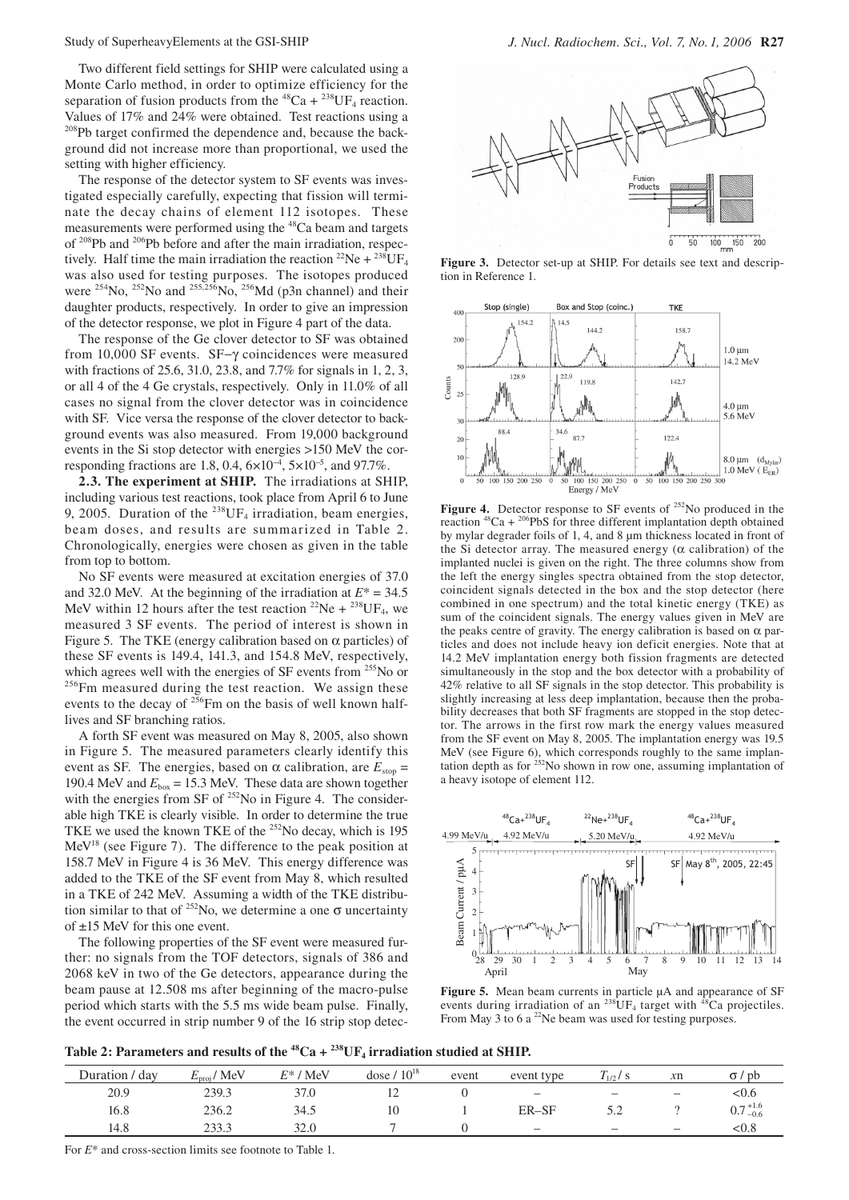Two different field settings for SHIP were calculated using a Monte Carlo method, in order to optimize efficiency for the separation of fusion products from the $^{48}Ca + ^{238}UF_4$ reaction. Values of 17% and 24% were obtained. Test reactions using a $^{208}Pb$ target confirmed the dependence and, because the background did not increase more than proportional, we used the setting with higher efficiency.

The response of the detector system to SF events was investigated especially carefully, expecting that fission will terminate the decay chains of element 112 isotopes. These measurements were performed using the $^{48}Ca$ beam and targets of $^{208}Pb$ and $^{206}Pb$ before and after the main irradiation, respectively. Half time the main irradiation the reaction $^{22}Ne + ^{238}UF_4$ was also used for testing purposes. The isotopes produced were $^{254}No$, $^{252}No$ and $^{255,256}No$, $^{256}Md$ (p3n channel) and their daughter products, respectively. In order to give an impression of the detector response, we plot in Figure 4 part of the data.

The response of the Ge clover detector to SF was obtained from 10,000 SF events. SF−γ coincidences were measured with fractions of 25.6, 31.0, 23.8, and 7.7% for signals in 1, 2, 3, or all 4 of the 4 Ge crystals, respectively. Only in 11.0% of all cases no signal from the clover detector was in coincidence with SF. Vice versa the response of the clover detector to background events was also measured. From 19,000 background events in the Si stop detector with energies >150 MeV the corresponding fractions are 1.8, 0.4, $6\times10^{-4}$, $5\times10^{-5}$, and 97.7%.

**2.3. The experiment at SHIP.** The irradiations at SHIP, including various test reactions, took place from April 6 to June 9, 2005. Duration of the $^{238}UF_4$ irradiation, beam energies, beam doses, and results are summarized in Table 2. Chronologically, energies were chosen as given in the table from top to bottom.

No SF events were measured at excitation energies of 37.0 and 32.0 MeV. At the beginning of the irradiation at $E^* = 34.5$ MeV within 12 hours after the test reaction $^{22}Ne + ^{238}UF_4$, we measured 3 SF events. The period of interest is shown in Figure 5. The TKE (energy calibration based on α particles) of these SF events is 149.4, 141.3, and 154.8 MeV, respectively, which agrees well with the energies of SF events from $^{255}No$ or $^{256}Fm$ measured during the test reaction. We assign these events to the decay of $^{256}Fm$ on the basis of well known halflives and SF branching ratios.

A forth SF event was measured on May 8, 2005, also shown in Figure 5. The measured parameters clearly identify this event as SF. The energies, based on α calibration, are $E_{stop} = 190.4$ MeV and $E_{box} = 15.3$ MeV. These data are shown together with the energies from SF of $^{252}No$ in Figure 4. The considerable high TKE is clearly visible. In order to determine the true TKE we used the known TKE of the $^{252}No$ decay, which is 195 MeV[18] (see Figure 7). The difference to the peak position at 158.7 MeV in Figure 4 is 36 MeV. This energy difference was added to the TKE of the SF event from May 8, which resulted in a TKE of 242 MeV. Assuming a width of the TKE distribution similar to that of $^{252}No$, we determine a one σ uncertainty of ±15 MeV for this one event.

The following properties of the SF event were measured further: no signals from the TOF detectors, signals of 386 and 2068 keV in two of the Ge detectors, appearance during the beam pause at 12.508 ms after beginning of the macro-pulse period which starts with the 5.5 ms wide beam pulse. Finally, the event occurred in strip number 9 of the 16 strip stop detec-

**Figure 3.** Detector set-up at SHIP. For details see text and description in Reference 1.

**Figure 4.** Detector response to SF events of $^{252}No$ produced in the reaction $^{48}Ca + ^{206}PbS$ for three different implantation depth obtained by mylar degrader foils of 1, 4, and 8 μm thickness located in front of the Si detector array. The measured energy (α calibration) of the implanted nuclei is given on the right. The three columns show from the left the energy singles spectra obtained from the stop detector, coincident signals detected in the box and the stop detector (here combined in one spectrum) and the total kinetic energy (TKE) as sum of the coincident signals. The energy values given in MeV are the peaks centre of gravity. The energy calibration is based on α particles and does not include heavy ion deficit energies. Note that at 14.2 MeV implantation energy both fission fragments are detected simultaneously in the stop and the box detector with a probability of 42% relative to all SF signals in the stop detector. This probability is slightly increasing at less deep implantation, because then the probability decreases that both SF fragments are stopped in the stop detector. The arrows in the first row mark the energy values measured from the SF event on May 8, 2005. The implantation energy was 19.5 MeV (see Figure 6), which corresponds roughly to the same implantation depth as for $^{252}No$ shown in row one, assuming implantation of a heavy isotope of element 112.

**Figure 5.** Mean beam currents in particle μA and appearance of SF events during irradiation of an $^{238}UF_4$ target with $^{48}Ca$ projectiles. From May 3 to 6 a $^{22}Ne$ beam was used for testing purposes.

**Table 2: Parameters and results of the $^{48}Ca + ^{238}UF_4$ irradiation studied at SHIP.**

| Duration / day | $E_{proj}$ / MeV | $E^*$ / MeV | dose / $10^{18}$ | event | event type | $T_{1/2}$ / s | $x$n | σ / pb |
|---|---|---|---|---|---|---|---|---|
| 20.9 | 239.3 | 37.0 | 12 | 0 | – | – | – | <0.6 |
| 16.8 | 236.2 | 34.5 | 10 | 1 | ER–SF | 5.2 | ? | $0.7^{+1.6}_{-0.6}$ |
| 14.8 | 233.3 | 32.0 | 7 | 0 | – | – | – | <0.8 |

For $E^*$ and cross-section limits see footnote to Table 1.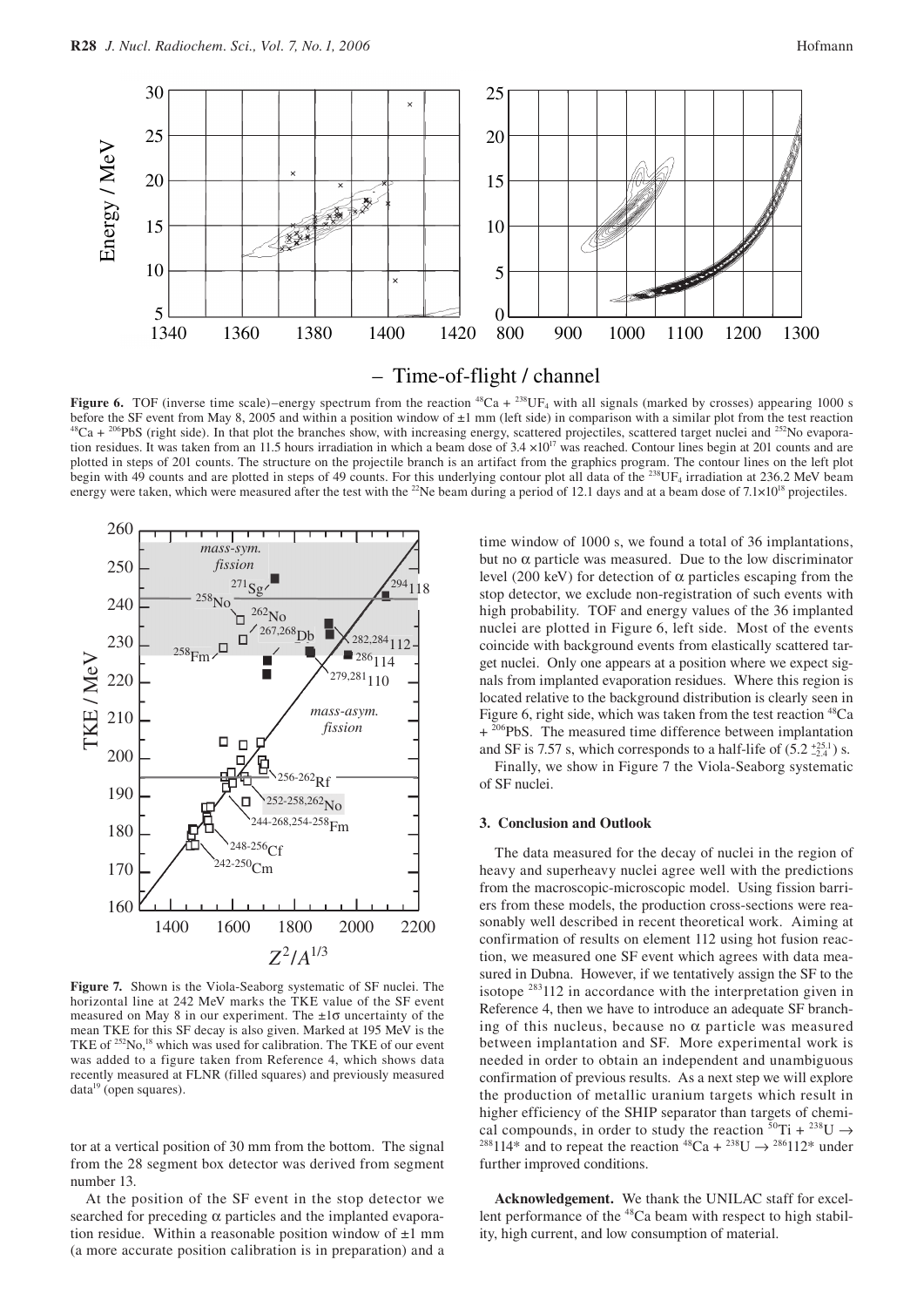**Figure 6.** TOF (inverse time scale)–energy spectrum from the reaction $^{48}Ca + ^{238}UF_4$ with all signals (marked by crosses) appearing 1000 s before the SF event from May 8, 2005 and within a position window of ±1 mm (left side) in comparison with a similar plot from the test reaction $^{48}Ca + ^{206}PbS$ (right side). In that plot the branches show, with increasing energy, scattered projectiles, scattered target nuclei and $^{252}No$ evaporation residues. It was taken from an 11.5 hours irradiation in which a beam dose of $3.4 \times 10^{17}$ was reached. Contour lines begin at 201 counts and are plotted in steps of 201 counts. The structure on the projectile branch is an artifact from the graphics program. The contour lines on the left plot begin with 49 counts and are plotted in steps of 49 counts. For this underlying contour plot all data of the $^{238}UF_4$ irradiation at 236.2 MeV beam energy were taken, which were measured after the test with the $^{22}Ne$ beam during a period of 12.1 days and at a beam dose of $7.1 \times 10^{18}$ projectiles.

**Figure 7.** Shown is the Viola-Seaborg systematic of SF nuclei. The horizontal line at 242 MeV marks the TKE value of the SF event measured on May 8 in our experiment. The ±1σ uncertainty of the mean TKE for this SF decay is also given. Marked at 195 MeV is the TKE of $^{252}No$,[18] which was used for calibration. The TKE of our event was added to a figure taken from Reference 4, which shows data recently measured at FLNR (filled squares) and previously measured data[19] (open squares).

tor at a vertical position of 30 mm from the bottom. The signal from the 28 segment box detector was derived from segment number 13.

At the position of the SF event in the stop detector we searched for preceding α particles and the implanted evaporation residue. Within a reasonable position window of ±1 mm (a more accurate position calibration is in preparation) and a time window of 1000 s, we found a total of 36 implantations, but no α particle was measured. Due to the low discriminator level (200 keV) for detection of α particles escaping from the stop detector, we exclude non-registration of such events with high probability. TOF and energy values of the 36 implanted nuclei are plotted in Figure 6, left side. Most of the events coincide with background events from elastically scattered target nuclei. Only one appears at a position where we expect signals from implanted evaporation residues. Where this region is located relative to the background distribution is clearly seen in Figure 6, right side, which was taken from the test reaction $^{48}Ca + ^{206}PbS$. The measured time difference between implantation and SF is 7.57 s, which corresponds to a half-life of $(5.2^{+25.1}_{-2.4})$ s.

Finally, we show in Figure 7 the Viola-Seaborg systematic of SF nuclei.

## 3. Conclusion and Outlook

The data measured for the decay of nuclei in the region of heavy and superheavy nuclei agree well with the predictions from the macroscopic-microscopic model. Using fission barriers from these models, the production cross-sections were reasonably well described in recent theoretical work. Aiming at confirmation of results on element 112 using hot fusion reaction, we measured one SF event which agrees with data measured in Dubna. However, if we tentatively assign the SF to the isotope $^{283}112$ in accordance with the interpretation given in Reference 4, then we have to introduce an adequate SF branching of this nucleus, because no α particle was measured between implantation and SF. More experimental work is needed in order to obtain an independent and unambiguous confirmation of previous results. As a next step we will explore the production of metallic uranium targets which result in higher efficiency of the SHIP separator than targets of chemical compounds, in order to study the reaction $^{50}Ti + ^{238}U \rightarrow ^{288}114^*$ and to repeat the reaction $^{48}Ca + ^{238}U \rightarrow ^{286}112^*$ under further improved conditions.

**Acknowledgement.** We thank the UNILAC staff for excellent performance of the $^{48}Ca$ beam with respect to high stability, high current, and low consumption of material.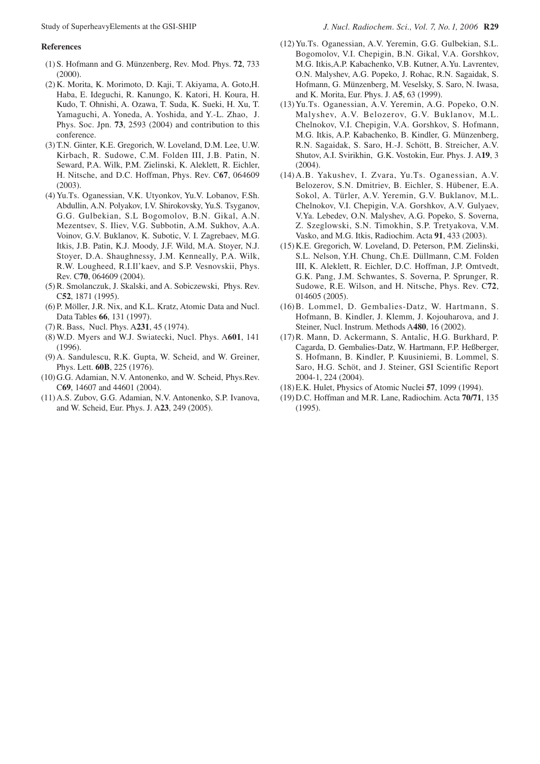### References

(1) S. Hofmann and G. Münzenberg, Rev. Mod. Phys. **72**, 733 (2000).

(2) K. Morita, K. Morimoto, D. Kaji, T. Akiyama, A. Goto,H. Haba, E. Ideguchi, R. Kanungo, K. Katori, H. Koura, H. Kudo, T. Ohnishi, A. Ozawa, T. Suda, K. Sueki, H. Xu, T. Yamaguchi, A. Yoneda, A. Yoshida, and Y.-L. Zhao, J. Phys. Soc. Jpn. **73**, 2593 (2004) and contribution to this conference.

(3) T.N. Ginter, K.E. Gregorich, W. Loveland, D.M. Lee, U.W. Kirbach, R. Sudowe, C.M. Folden III, J.B. Patin, N. Seward, P.A. Wilk, P.M. Zielinski, K. Aleklett, R. Eichler, H. Nitsche, and D.C. Hoffman, Phys. Rev. C**67**, 064609 (2003).

(4) Yu.Ts. Oganessian, V.K. Utyonkov, Yu.V. Lobanov, F.Sh. Abdullin, A.N. Polyakov, I.V. Shirokovsky, Yu.S. Tsyganov, G.G. Gulbekian, S.L Bogomolov, B.N. Gikal, A.N. Mezentsev, S. Iliev, V.G. Subbotin, A.M. Sukhov, A.A. Voinov, G.V. Buklanov, K. Subotic, V. I. Zagrebaev, M.G. Itkis, J.B. Patin, K.J. Moody, J.F. Wild, M.A. Stoyer, N.J. Stoyer, D.A. Shaughnessy, J.M. Kenneally, P.A. Wilk, R.W. Lougheed, R.I.Il'kaev, and S.P. Vesnovskii, Phys. Rev. C**70**, 064609 (2004).

(5) R. Smolanczuk, J. Skalski, and A. Sobiczewski, Phys. Rev. C**52**, 1871 (1995).

(6) P. Möller, J.R. Nix, and K.L. Kratz, Atomic Data and Nucl. Data Tables **66**, 131 (1997).

(7) R. Bass, Nucl. Phys. A**231**, 45 (1974).

(8) W.D. Myers and W.J. Swiatecki, Nucl. Phys. A**601**, 141 (1996).

(9) A. Sandulescu, R.K. Gupta, W. Scheid, and W. Greiner, Phys. Lett. **60B**, 225 (1976).

(10) G.G. Adamian, N.V. Antonenko, and W. Scheid, Phys.Rev. C**69**, 14607 and 44601 (2004).

(11) A.S. Zubov, G.G. Adamian, N.V. Antonenko, S.P. Ivanova, and W. Scheid, Eur. Phys. J. A**23**, 249 (2005).

(12) Yu.Ts. Oganessian, A.V. Yeremin, G.G. Gulbekian, S.L. Bogomolov, V.I. Chepigin, B.N. Gikal, V.A. Gorshkov, M.G. Itkis,A.P. Kabachenko, V.B. Kutner, A.Yu. Lavrentev, O.N. Malyshev, A.G. Popeko, J. Rohac, R.N. Sagaidak, S. Hofmann, G. Münzenberg, M. Veselsky, S. Saro, N. Iwasa, and K. Morita, Eur. Phys. J. A**5**, 63 (1999).

(13) Yu.Ts. Oganessian, A.V. Yeremin, A.G. Popeko, O.N. Malyshev, A.V. Belozerov, G.V. Buklanov, M.L. Chelnokov, V.I. Chepigin, V.A. Gorshkov, S. Hofmann, M.G. Itkis, A.P. Kabachenko, B. Kindler, G. Münzenberg, R.N. Sagaidak, S. Saro, H.-J. Schött, B. Streicher, A.V. Shutov, A.I. Svirikhin, G.K. Vostokin, Eur. Phys. J. A**19**, 3 (2004).

(14) A.B. Yakushev, I. Zvara, Yu.Ts. Oganessian, A.V. Belozerov, S.N. Dmitriev, B. Eichler, S. Hübener, E.A. Sokol, A. Türler, A.V. Yeremin, G.V. Buklanov, M.L. Chelnokov, V.I. Chepigin, V.A. Gorshkov, A.V. Gulyaev, V.Ya. Lebedev, O.N. Malyshev, A.G. Popeko, S. Soverna, Z. Szeglowski, S.N. Timokhin, S.P. Tretyakova, V.M. Vasko, and M.G. Itkis, Radiochim. Acta **91**, 433 (2003).

(15) K.E. Gregorich, W. Loveland, D. Peterson, P.M. Zielinski, S.L. Nelson, Y.H. Chung, Ch.E. Düllmann, C.M. Folden III, K. Aleklett, R. Eichler, D.C. Hoffman, J.P. Omtvedt, G.K. Pang, J.M. Schwantes, S. Soverna, P. Sprunger, R. Sudowe, R.E. Wilson, and H. Nitsche, Phys. Rev. C**72**, 014605 (2005).

(16) B. Lommel, D. Gembalies-Datz, W. Hartmann, S. Hofmann, B. Kindler, J. Klemm, J. Kojouharova, and J. Steiner, Nucl. Instrum. Methods A**480**, 16 (2002).

(17) R. Mann, D. Ackermann, S. Antalic, H.G. Burkhard, P. Cagarda, D. Gembalies-Datz, W. Hartmann, F.P. Heßberger, S. Hofmann, B. Kindler, P. Kuusiniemi, B. Lommel, S. Saro, H.G. Schöt, and J. Steiner, GSI Scientific Report 2004-1, 224 (2004).

(18) E.K. Hulet, Physics of Atomic Nuclei **57**, 1099 (1994).

(19) D.C. Hoffman and M.R. Lane, Radiochim. Acta **70/71**, 135 (1995).